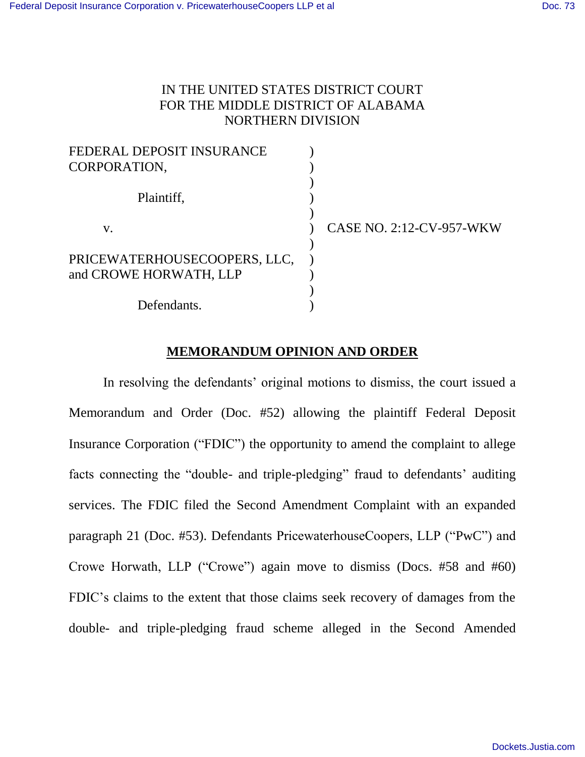IN THE UNITED STATES DISTRICT COURT
FOR THE MIDDLE DISTRICT OF ALABAMA
NORTHERN DIVISION

| | | |
|---|---|---|
| FEDERAL DEPOSIT INSURANCE CORPORATION, | ) | |
| Plaintiff, | ) | |
| v. | ) | CASE NO. 2:12-CV-957-WKW |
| PRICEWATERHOUSECOOPERS, LLC, and CROWE HORWATH, LLP | ) | |
| Defendants. | ) | |

## MEMORANDUM OPINION AND ORDER

In resolving the defendants' original motions to dismiss, the court issued a Memorandum and Order (Doc. #52) allowing the plaintiff Federal Deposit Insurance Corporation ("FDIC") the opportunity to amend the complaint to allege facts connecting the "double- and triple-pledging" fraud to defendants' auditing services. The FDIC filed the Second Amendment Complaint with an expanded paragraph 21 (Doc. #53). Defendants PricewaterhouseCoopers, LLP ("PwC") and Crowe Horwath, LLP ("Crowe") again move to dismiss (Docs. #58 and #60) FDIC's claims to the extent that those claims seek recovery of damages from the double- and triple-pledging fraud scheme alleged in the Second Amended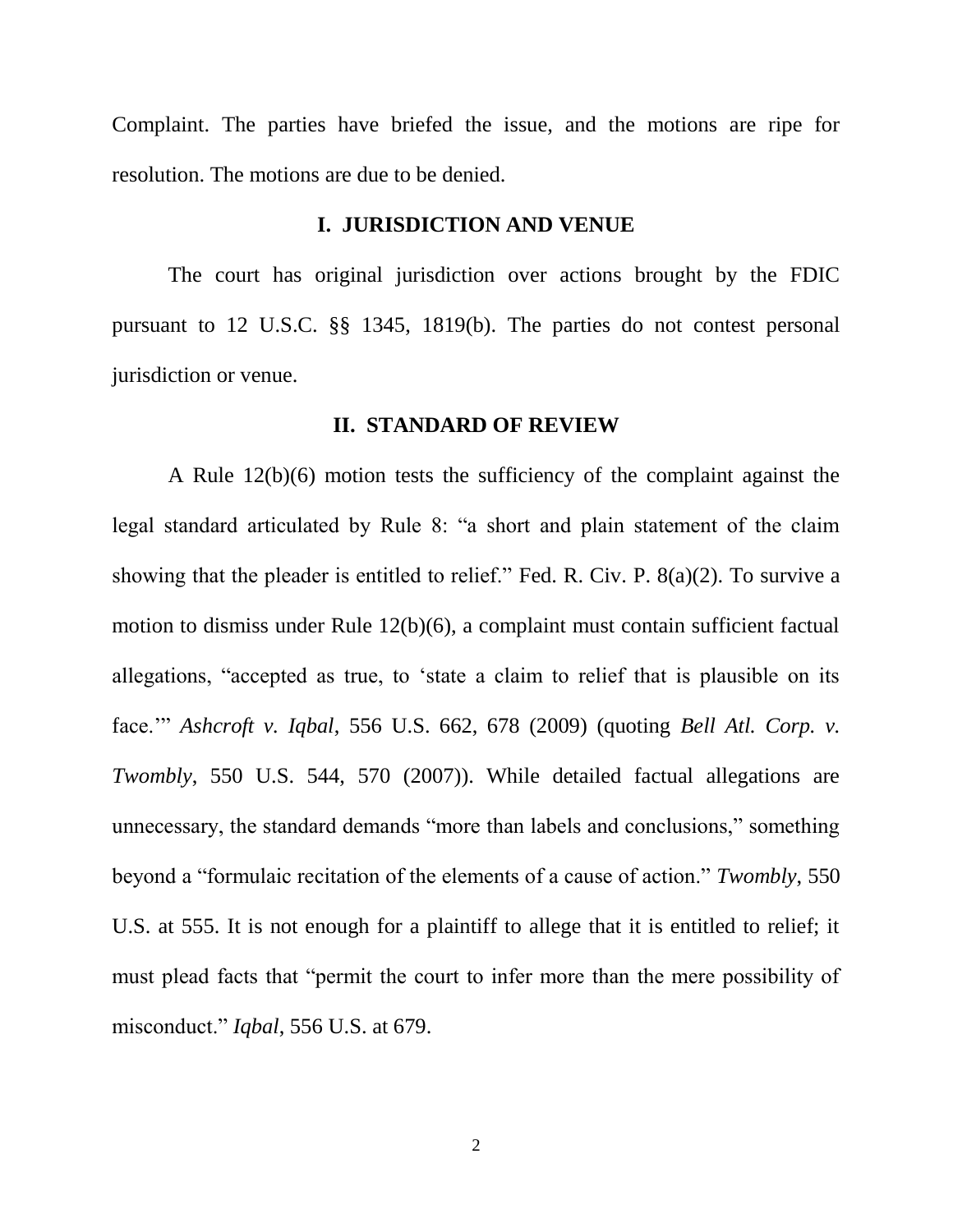Complaint. The parties have briefed the issue, and the motions are ripe for resolution. The motions are due to be denied.

## I. JURISDICTION AND VENUE

The court has original jurisdiction over actions brought by the FDIC pursuant to 12 U.S.C. §§ 1345, 1819(b). The parties do not contest personal jurisdiction or venue.

## II. STANDARD OF REVIEW

A Rule 12(b)(6) motion tests the sufficiency of the complaint against the legal standard articulated by Rule 8: "a short and plain statement of the claim showing that the pleader is entitled to relief." Fed. R. Civ. P. 8(a)(2). To survive a motion to dismiss under Rule 12(b)(6), a complaint must contain sufficient factual allegations, "accepted as true, to 'state a claim to relief that is plausible on its face.'" *Ashcroft v. Iqbal*, 556 U.S. 662, 678 (2009) (quoting *Bell Atl. Corp. v. Twombly*, 550 U.S. 544, 570 (2007)). While detailed factual allegations are unnecessary, the standard demands "more than labels and conclusions," something beyond a "formulaic recitation of the elements of a cause of action." *Twombly*, 550 U.S. at 555. It is not enough for a plaintiff to allege that it is entitled to relief; it must plead facts that "permit the court to infer more than the mere possibility of misconduct." *Iqbal*, 556 U.S. at 679.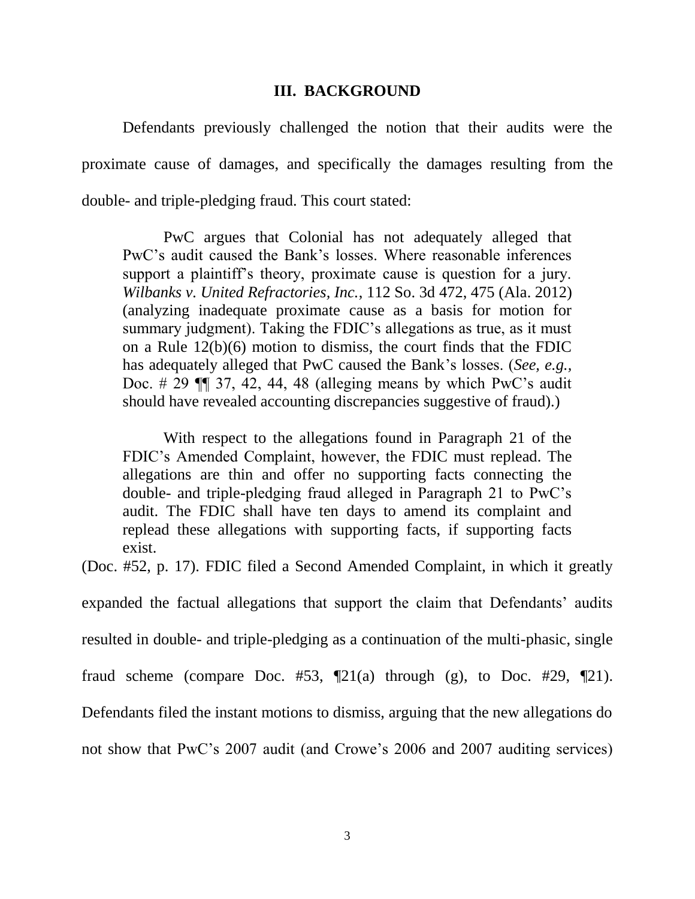### III. BACKGROUND

Defendants previously challenged the notion that their audits were the proximate cause of damages, and specifically the damages resulting from the double- and triple-pledging fraud. This court stated:

> PwC argues that Colonial has not adequately alleged that PwC's audit caused the Bank's losses. Where reasonable inferences support a plaintiff's theory, proximate cause is question for a jury. *Wilbanks v. United Refractories, Inc.*, 112 So. 3d 472, 475 (Ala. 2012) (analyzing inadequate proximate cause as a basis for motion for summary judgment). Taking the FDIC's allegations as true, as it must on a Rule 12(b)(6) motion to dismiss, the court finds that the FDIC has adequately alleged that PwC caused the Bank's losses. (*See, e.g.*, Doc. # 29 ¶¶ 37, 42, 44, 48 (alleging means by which PwC's audit should have revealed accounting discrepancies suggestive of fraud).)
>
> With respect to the allegations found in Paragraph 21 of the FDIC's Amended Complaint, however, the FDIC must replead. The allegations are thin and offer no supporting facts connecting the double- and triple-pledging fraud alleged in Paragraph 21 to PwC's audit. The FDIC shall have ten days to amend its complaint and replead these allegations with supporting facts, if supporting facts exist.

(Doc. #52, p. 17). FDIC filed a Second Amended Complaint, in which it greatly expanded the factual allegations that support the claim that Defendants' audits resulted in double- and triple-pledging as a continuation of the multi-phasic, single fraud scheme (compare Doc. #53, ¶21(a) through (g), to Doc. #29, ¶21). Defendants filed the instant motions to dismiss, arguing that the new allegations do not show that PwC's 2007 audit (and Crowe's 2006 and 2007 auditing services)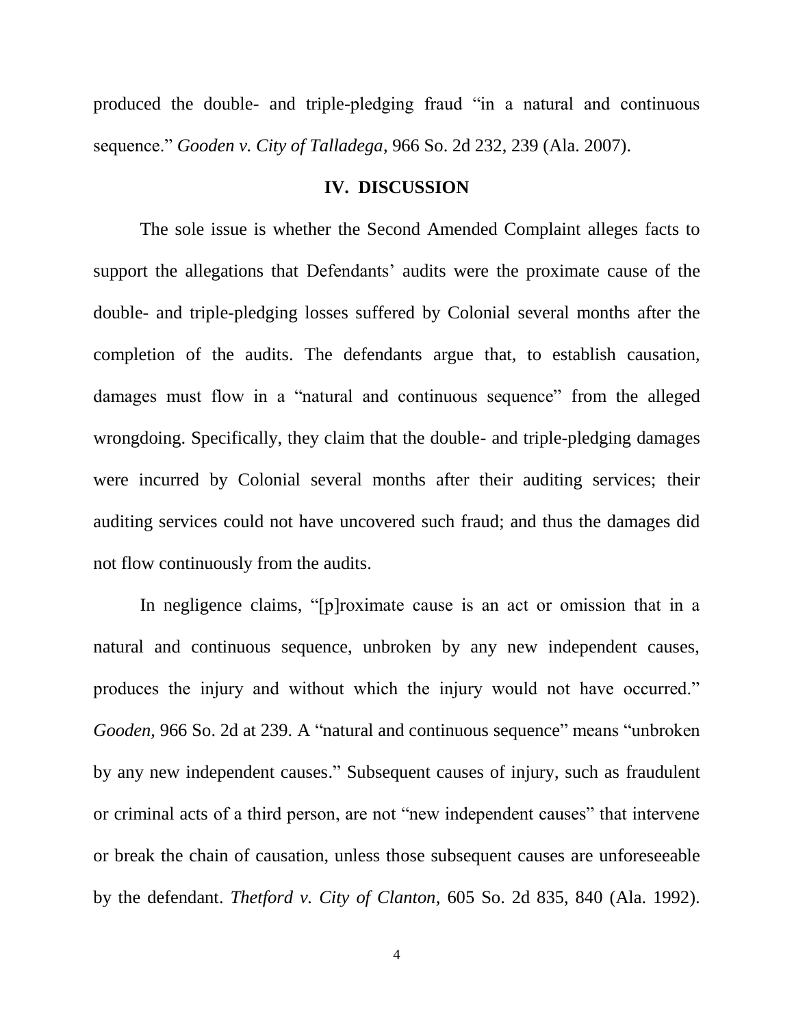produced the double- and triple-pledging fraud "in a natural and continuous sequence." *Gooden v. City of Talladega*, 966 So. 2d 232, 239 (Ala. 2007).

## IV. DISCUSSION

The sole issue is whether the Second Amended Complaint alleges facts to support the allegations that Defendants' audits were the proximate cause of the double- and triple-pledging losses suffered by Colonial several months after the completion of the audits. The defendants argue that, to establish causation, damages must flow in a "natural and continuous sequence" from the alleged wrongdoing. Specifically, they claim that the double- and triple-pledging damages were incurred by Colonial several months after their auditing services; their auditing services could not have uncovered such fraud; and thus the damages did not flow continuously from the audits.

In negligence claims, "[p]roximate cause is an act or omission that in a natural and continuous sequence, unbroken by any new independent causes, produces the injury and without which the injury would not have occurred." *Gooden*, 966 So. 2d at 239. A "natural and continuous sequence" means "unbroken by any new independent causes." Subsequent causes of injury, such as fraudulent or criminal acts of a third person, are not "new independent causes" that intervene or break the chain of causation, unless those subsequent causes are unforeseeable by the defendant. *Thetford v. City of Clanton*, 605 So. 2d 835, 840 (Ala. 1992).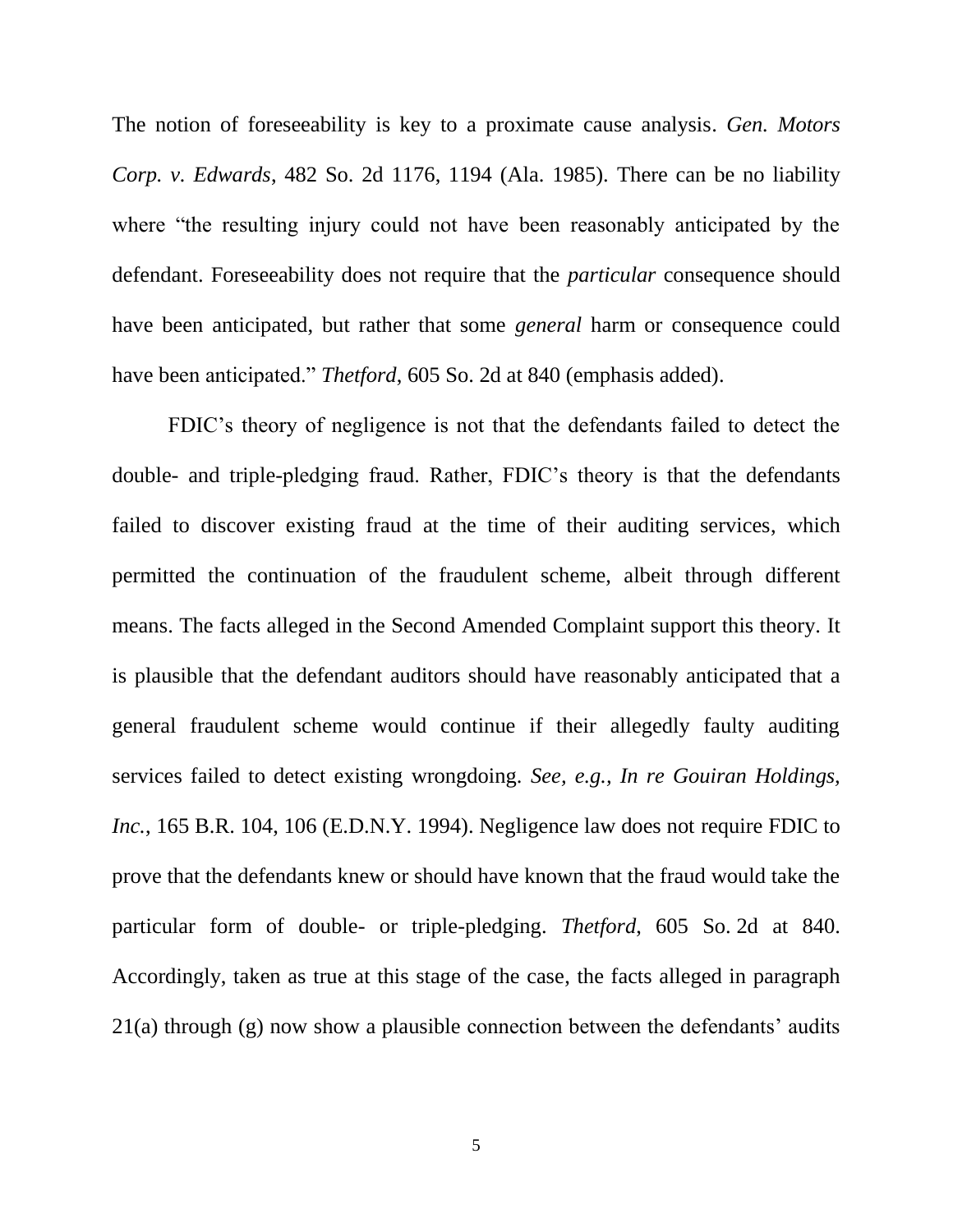The notion of foreseeability is key to a proximate cause analysis. *Gen. Motors Corp. v. Edwards*, 482 So. 2d 1176, 1194 (Ala. 1985). There can be no liability where "the resulting injury could not have been reasonably anticipated by the defendant. Foreseeability does not require that the *particular* consequence should have been anticipated, but rather that some *general* harm or consequence could have been anticipated." *Thetford*, 605 So. 2d at 840 (emphasis added).

FDIC's theory of negligence is not that the defendants failed to detect the double- and triple-pledging fraud. Rather, FDIC's theory is that the defendants failed to discover existing fraud at the time of their auditing services, which permitted the continuation of the fraudulent scheme, albeit through different means. The facts alleged in the Second Amended Complaint support this theory. It is plausible that the defendant auditors should have reasonably anticipated that a general fraudulent scheme would continue if their allegedly faulty auditing services failed to detect existing wrongdoing. *See, e.g.*, *In re Gouiran Holdings, Inc.*, 165 B.R. 104, 106 (E.D.N.Y. 1994). Negligence law does not require FDIC to prove that the defendants knew or should have known that the fraud would take the particular form of double- or triple-pledging. *Thetford*, 605 So. 2d at 840. Accordingly, taken as true at this stage of the case, the facts alleged in paragraph 21(a) through (g) now show a plausible connection between the defendants' audits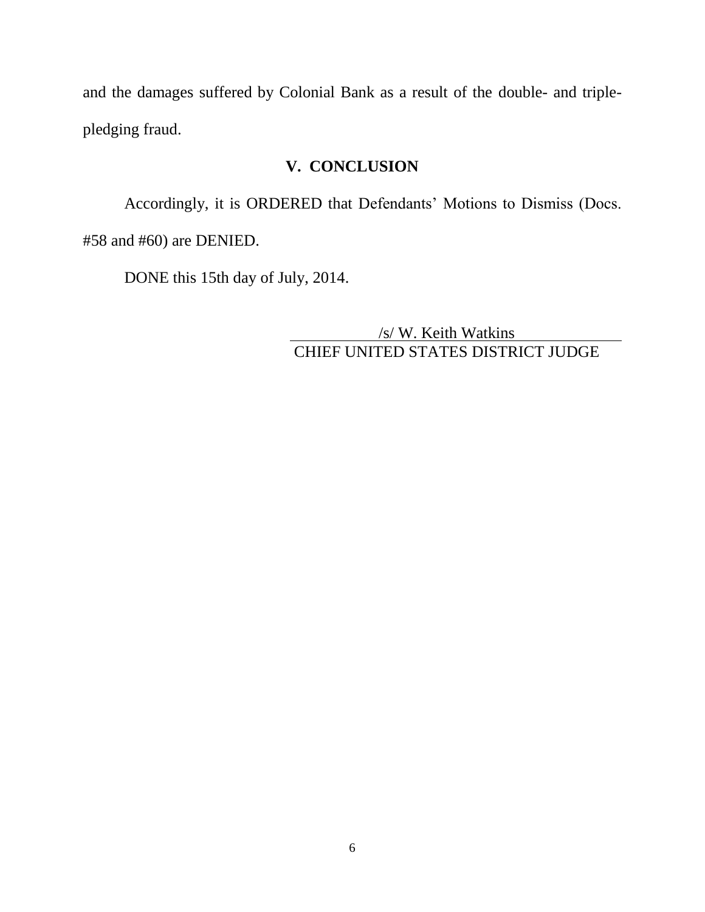and the damages suffered by Colonial Bank as a result of the double- and triple-pledging fraud.

## V. CONCLUSION

Accordingly, it is ORDERED that Defendants' Motions to Dismiss (Docs. #58 and #60) are DENIED.

DONE this 15th day of July, 2014.

/s/ W. Keith Watkins
CHIEF UNITED STATES DISTRICT JUDGE